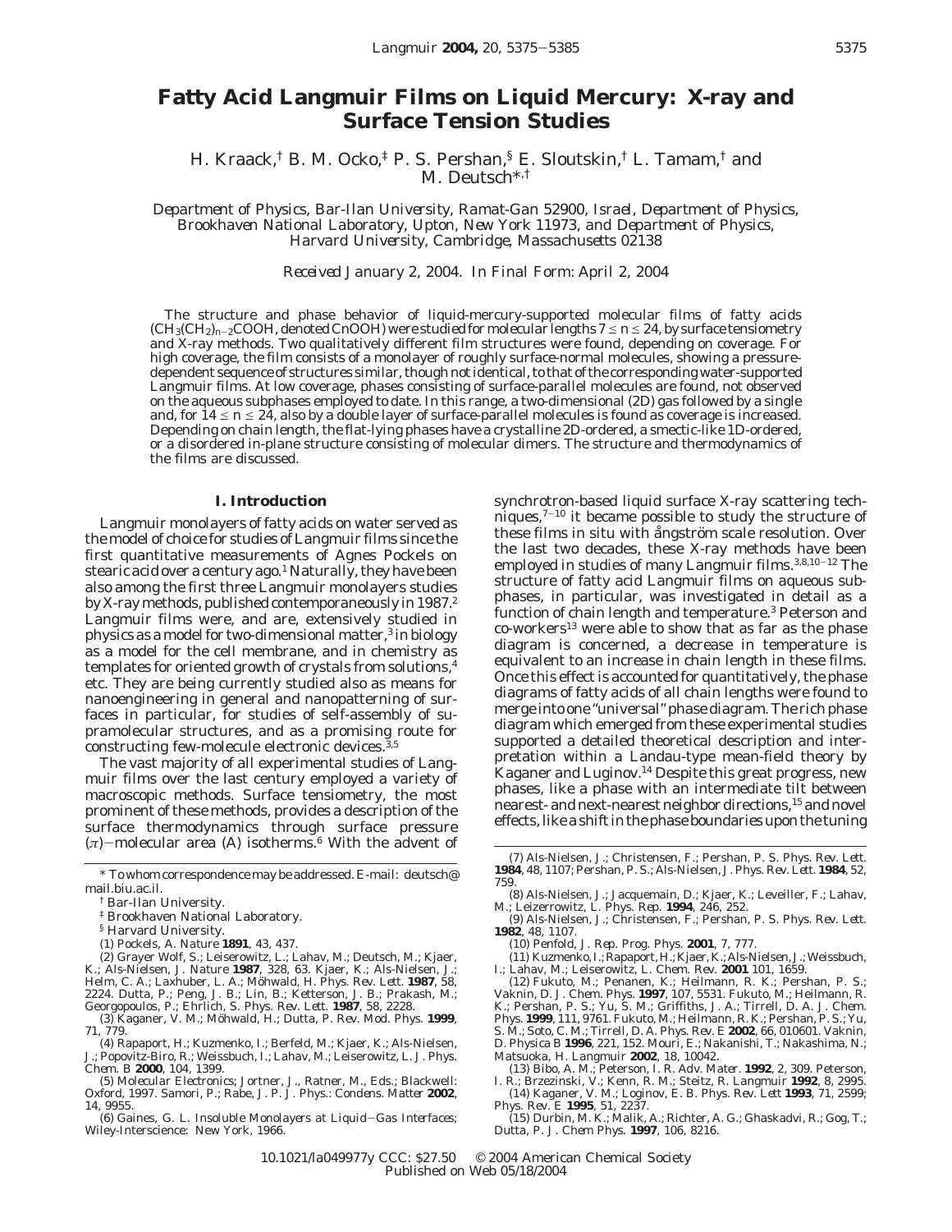# Fatty Acid Langmuir Films on Liquid Mercury: X-ray and Surface Tension Studies

H. Kraack,[†] B. M. Ocko,[‡] P. S. Pershan,[§] E. Sloutskin,[†] L. Tamam,[†] and M. Deutsch*,[†]

*Department of Physics, Bar-Ilan University, Ramat-Gan 52900, Israel, Department of Physics, Brookhaven National Laboratory, Upton, New York 11973, and Department of Physics, Harvard University, Cambridge, Massachusetts 02138*

*Received January 2, 2004. In Final Form: April 2, 2004*

The structure and phase behavior of liquid-mercury-supported molecular films of fatty acids ($CH_3(CH_2)_{n-2}COOH$, denoted CnOOH) were studied for molecular lengths $7 \leq n \leq 24$, by surface tensiometry and X-ray methods. Two qualitatively different film structures were found, depending on coverage. For high coverage, the film consists of a monolayer of roughly surface-normal molecules, showing a pressure-dependent sequence of structures similar, though not identical, to that of the corresponding water-supported Langmuir films. At low coverage, phases consisting of surface-parallel molecules are found, not observed on the aqueous subphases employed to date. In this range, a two-dimensional (2D) gas followed by a single and, for $14 \leq n \leq 24$, also by a double layer of surface-parallel molecules is found as coverage is increased. Depending on chain length, the flat-lying phases have a crystalline 2D-ordered, a smectic-like 1D-ordered, or a disordered in-plane structure consisting of molecular dimers. The structure and thermodynamics of the films are discussed.

## I. Introduction

Langmuir monolayers of fatty acids on water served as the model of choice for studies of Langmuir films since the first quantitative measurements of Agnes Pockels on stearic acid over a century ago.[1] Naturally, they have been also among the first three Langmuir monolayers studies by X-ray methods, published contemporaneously in 1987.[2] Langmuir films were, and are, extensively studied in physics as a model for two-dimensional matter,[3] in biology as a model for the cell membrane, and in chemistry as templates for oriented growth of crystals from solutions,[4] etc. They are being currently studied also as means for nanoengineering in general and nanopatterning of surfaces in particular, for studies of self-assembly of supramolecular structures, and as a promising route for constructing few-molecule electronic devices.[3,5]

The vast majority of all experimental studies of Langmuir films over the last century employed a variety of macroscopic methods. Surface tensiometry, the most prominent of these methods, provides a description of the surface thermodynamics through surface pressure ($\pi$)-molecular area ($A$) isotherms.[6] With the advent of synchrotron-based liquid surface X-ray scattering techniques,[7-10] it became possible to study the structure of these films in situ with ångström scale resolution. Over the last two decades, these X-ray methods have been employed in studies of many Langmuir films.[3,8,10-12] The structure of fatty acid Langmuir films on aqueous subphases, in particular, was investigated in detail as a function of chain length and temperature.[3] Peterson and co-workers[13] were able to show that as far as the phase diagram is concerned, a decrease in temperature is equivalent to an increase in chain length in these films. Once this effect is accounted for quantitatively, the phase diagrams of fatty acids of all chain lengths were found to merge into one "universal" phase diagram. The rich phase diagram which emerged from these experimental studies supported a detailed theoretical description and interpretation within a Landau-type mean-field theory by Kaganer and Luginov.[14] Despite this great progress, new phases, like a phase with an intermediate tilt between nearest- and next-nearest neighbor directions,[15] and novel effects, like a shift in the phase boundaries upon the tuning

---

\* To whom correspondence may be addressed. E-mail: deutsch@mail.biu.ac.il.

[†] Bar-Ilan University.

[‡] Brookhaven National Laboratory.

[§] Harvard University.

(1) Pockels, A. *Nature* **1891**, *43*, 437.

(2) Grayer Wolf, S.; Leiserowitz, L.; Lahav, M.; Deutsch, M.; Kjaer, K.; Als-Nielsen, J. *Nature* **1987**, *328*, 63. Kjaer, K.; Als-Nielsen, J.; Helm, C. A.; Laxhuber, L. A.; Möhwald, H. *Phys. Rev. Lett.* **1987**, *58*, 2224. Dutta, P.; Peng, J. B.; Lin, B.; Ketterson, J. B.; Prakash, M.; Georgopoulos, P.; Ehrlich, S. *Phys. Rev. Lett.* **1987**, *58*, 2228.

(3) Kaganer, V. M.; Möhwald, H.; Dutta, P. *Rev. Mod. Phys.* **1999**, *71*, 779.

(4) Rapaport, H.; Kuzmenko, I.; Berfeld, M.; Kjaer, K.; Als-Nielsen, J.; Popovitz-Biro, R.; Weissbuch, I.; Lahav, M.; Leiserowitz, L. *J. Phys. Chem. B* **2000**, *104*, 1399.

(5) *Molecular Electronics*; Jortner, J., Ratner, M., Eds.; Blackwell: Oxford, 1997. Samori, P.; Rabe, J. P. *J. Phys.: Condens. Matter* **2002**, *14*, 9955.

(6) Gaines, G. L. *Insoluble Monolayers at Liquid-Gas Interfaces*; Wiley-Interscience: New York, 1966.

(7) Als-Nielsen, J.; Christensen, F.; Pershan, P. S. *Phys. Rev. Lett.* **1984**, *48*, 1107; Pershan, P. S.; Als-Nielsen, J. *Phys. Rev. Lett.* **1984**, *52*, 759.

(8) Als-Nielsen, J.; Jacquemain, D.; Kjaer, K.; Leveiller, F.; Lahav, M.; Leizerrowitz, L. *Phys. Rep.* **1994**, *246*, 252.

(9) Als-Nielsen, J.; Christensen, F.; Pershan, P. S. *Phys. Rev. Lett.* **1982**, *48*, 1107.

(10) Penfold, J. *Rep. Prog. Phys.* **2001**, *7*, 777.

(11) Kuzmenko, I.; Rapaport, H.; Kjaer, K.; Als-Nielsen, J.; Weissbuch, I.; Lahav, M.; Leiserowitz, L. *Chem. Rev.* **2001** *101*, 1659.

(12) Fukuto, M.; Penanen, K.; Heilmann, R. K.; Pershan, P. S.; Vaknin, D. *J. Chem. Phys.* **1997**, *107*, 5531. Fukuto, M.; Heilmann, R. K.; Pershan, P. S.; Yu, S. M.; Griffiths, J. A.; Tirrell, D. A. *J. Chem. Phys.* **1999**, *111*, 9761. Fukuto, M.; Heilmann, R. K.; Pershan, P. S.; Yu, S. M.; Soto, C. M.; Tirrell, D. A. *Phys. Rev. E* **2002**, *66*, 010601. Vaknin, D. *Physica B* **1996**, *221*, 152. Mouri, E.; Nakanishi, T.; Nakashima, N.; Matsuoka, H. *Langmuir* **2002**, *18*, 10042.

(13) Bibo, A. M.; Peterson, I. R. *Adv. Mater.* **1992**, *2*, 309. Peterson, I. R.; Brzezinski, V.; Kenn, R. M.; Steitz, R. *Langmuir* **1992**, *8*, 2995.

(14) Kaganer, V. M.; Loginov, E. B. *Phys. Rev. Lett* **1993**, *71*, 2599; *Phys. Rev. E* **1995**, *51*, 2237.

(15) Durbin, M. K.; Malik, A.; Richter, A. G.; Ghaskadvi, R.; Gog, T.; Dutta, P. *J. Chem Phys.* **1997**, *106*, 8216.

10.1021/la049977y CCC: $27.50 © 2004 American Chemical Society
Published on Web 05/18/2004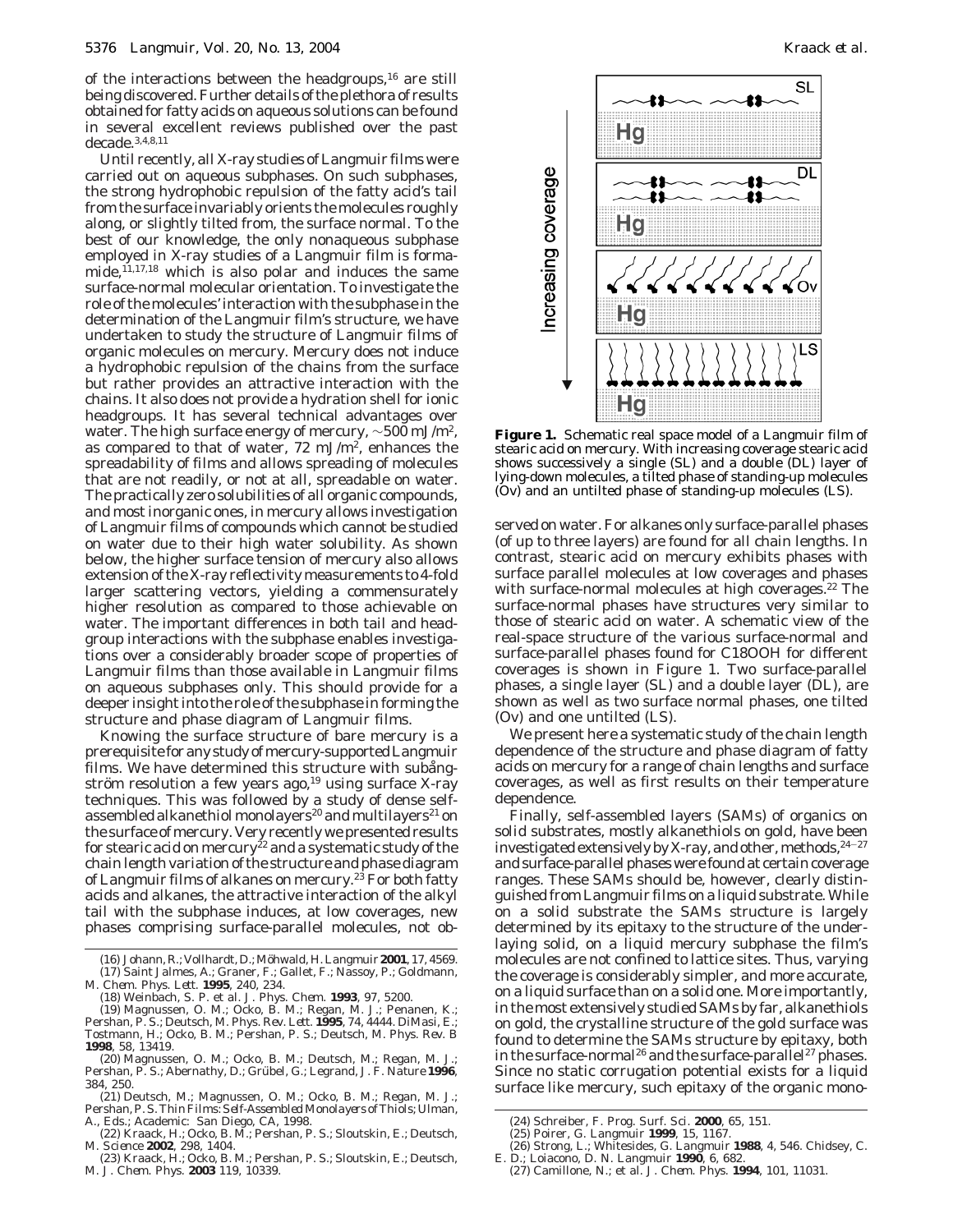of the interactions between the headgroups,[16] are still being discovered. Further details of the plethora of results obtained for fatty acids on aqueous solutions can be found in several excellent reviews published over the past decade.[3,4,8,11]

Until recently, all X-ray studies of Langmuir films were carried out on aqueous subphases. On such subphases, the strong hydrophobic repulsion of the fatty acid's tail from the surface invariably orients the molecules roughly along, or slightly tilted from, the surface normal. To the best of our knowledge, the only nonaqueous subphase employed in X-ray studies of a Langmuir film is formamide,[11,17,18] which is also polar and induces the same surface-normal molecular orientation. To investigate the role of the molecules' interaction with the subphase in the determination of the Langmuir film's structure, we have undertaken to study the structure of Langmuir films of organic molecules on mercury. Mercury does not induce a hydrophobic repulsion of the chains from the surface but rather provides an attractive interaction with the chains. It also does not provide a hydration shell for ionic headgroups. It has several technical advantages over water. The high surface energy of mercury, ~500 mJ/m$^2$, as compared to that of water, 72 mJ/m$^2$, enhances the spreadability of films and allows spreading of molecules that are not readily, or not at all, spreadable on water. The practically zero solubilities of all organic compounds, and most inorganic ones, in mercury allows investigation of Langmuir films of compounds which cannot be studied on water due to their high water solubility. As shown below, the higher surface tension of mercury also allows extension of the X-ray reflectivity measurements to 4-fold larger scattering vectors, yielding a commensurately higher resolution as compared to those achievable on water. The important differences in both tail and headgroup interactions with the subphase enables investigations over a considerably broader scope of properties of Langmuir films than those available in Langmuir films on aqueous subphases only. This should provide for a deeper insight into the role of the subphase in forming the structure and phase diagram of Langmuir films.

Knowing the surface structure of bare mercury is a prerequisite for any study of mercury-supported Langmuir films. We have determined this structure with subångström resolution a few years ago,[19] using surface X-ray techniques. This was followed by a study of dense self-assembled alkanethiol monolayers[20] and multilayers[21] on the surface of mercury. Very recently we presented results for stearic acid on mercury[22] and a systematic study of the chain length variation of the structure and phase diagram of Langmuir films of alkanes on mercury.[23] For both fatty acids and alkanes, the attractive interaction of the alkyl tail with the subphase induces, at low coverages, new phases comprising surface-parallel molecules, not observed on water. For alkanes only surface-parallel phases (of up to three layers) are found for all chain lengths. In contrast, stearic acid on mercury exhibits phases with surface parallel molecules at low coverages and phases with surface-normal molecules at high coverages.[22] The surface-normal phases have structures very similar to those of stearic acid on water. A schematic view of the real-space structure of the various surface-normal and surface-parallel phases found for C18OOH for different coverages is shown in Figure 1. Two surface-parallel phases, a single layer (SL) and a double layer (DL), are shown as well as two surface normal phases, one tilted (Ov) and one untilted (LS).

**Figure 1.** Schematic real space model of a Langmuir film of stearic acid on mercury. With increasing coverage stearic acid shows successively a single (SL) and a double (DL) layer of lying-down molecules, a tilted phase of standing-up molecules (Ov) and an untilted phase of standing-up molecules (LS).

We present here a systematic study of the chain length dependence of the structure and phase diagram of fatty acids on mercury for a range of chain lengths and surface coverages, as well as first results on their temperature dependence.

Finally, self-assembled layers (SAMs) of organics on solid substrates, mostly alkanethiols on gold, have been investigated extensively by X-ray, and other, methods,[24-27] and surface-parallel phases were found at certain coverage ranges. These SAMs should be, however, clearly distinguished from Langmuir films on a liquid substrate. While on a solid substrate the SAMs structure is largely determined by its epitaxy to the structure of the underlaying solid, on a liquid mercury subphase the film's molecules are not confined to lattice sites. Thus, varying the coverage is considerably simpler, and more accurate, on a liquid surface than on a solid one. More importantly, in the most extensively studied SAMs by far, alkanethiols on gold, the crystalline structure of the gold surface was found to determine the SAMs structure by epitaxy, both in the surface-normal[26] and the surface-parallel[27] phases. Since no static corrugation potential exists for a liquid surface like mercury, such epitaxy of the organic mono-

(16) Johann, R.; Vollhardt, D.; Möhwald, H. *Langmuir* **2001**, *17*, 4569.
(17) Saint Jalmes, A.; Graner, F.; Gallet, F.; Nassoy, P.; Goldmann, M. *Chem. Phys. Lett.* **1995**, *240*, 234.
(18) Weinbach, S. P. et al. *J. Phys. Chem.* **1993**, *97*, 5200.
(19) Magnussen, O. M.; Ocko, B. M.; Regan, M. J.; Penanen, K.; Pershan, P. S.; Deutsch, M. *Phys. Rev. Lett.* **1995**, *74*, 4444. DiMasi, E.; Tostmann, H.; Ocko, B. M.; Pershan, P. S.; Deutsch, M. *Phys. Rev. B* **1998**, *58*, 13419.
(20) Magnussen, O. M.; Ocko, B. M.; Deutsch, M.; Regan, M. J.; Pershan, P. S.; Abernathy, D.; Grübel, G.; Legrand, J. F. *Nature* **1996**, *384*, 250.
(21) Deutsch, M.; Magnussen, O. M.; Ocko, B. M.; Regan, M. J.; Pershan, P. S. *Thin Films: Self-Assembled Monolayers of Thiols*; Ulman, A., Eds.; Academic: San Diego, CA, 1998.
(22) Kraack, H.; Ocko, B. M.; Pershan, P. S.; Sloutskin, E.; Deutsch, M. *Science* **2002**, *298*, 1404.
(23) Kraack, H.; Ocko, B. M.; Pershan, P. S.; Sloutskin, E.; Deutsch, M. *J. Chem. Phys.* **2003** *119*, 10339.
(24) Schreiber, F. *Prog. Surf. Sci.* **2000**, *65*, 151.
(25) Poirer, G. *Langmuir* **1999**, *15*, 1167.
(26) Strong, L.; Whitesides, G. *Langmuir* **1988**, *4*, 546. Chidsey, C. E. D.; Loiacono, D. N. *Langmuir* **1990**, *6*, 682.
(27) Camillone, N.; et al. *J. Chem. Phys.* **1994**, *101*, 11031.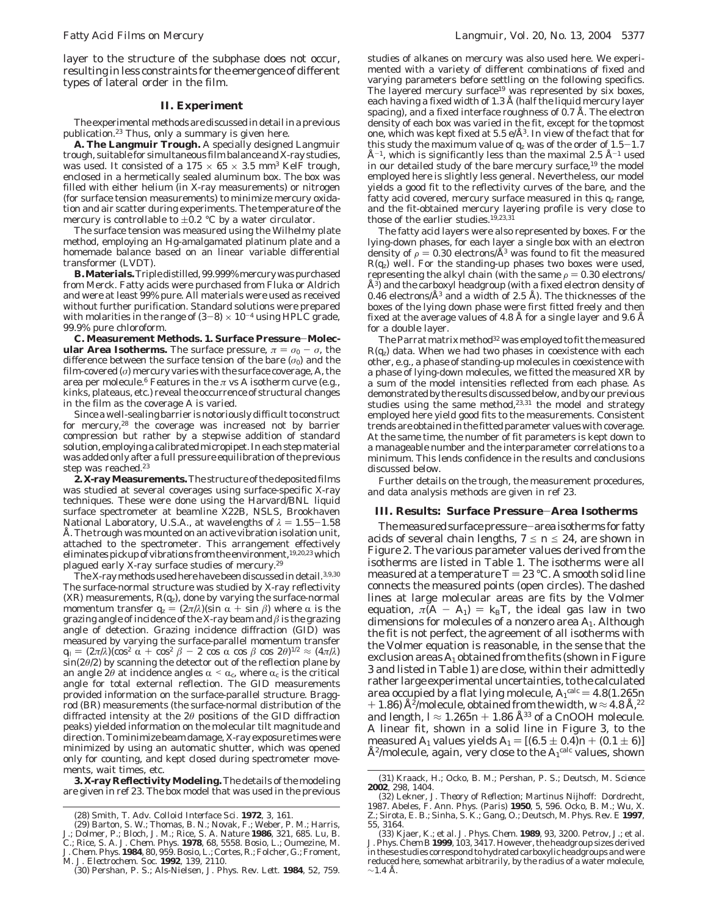layer to the structure of the subphase does not occur, resulting in less constraints for the emergence of different types of lateral order in the film.

## II. Experiment

The experimental methods are discussed in detail in a previous publication.[23] Thus, only a summary is given here.

**A. The Langmuir Trough.** A specially designed Langmuir trough, suitable for simultaneous film balance and X-ray studies, was used. It consisted of a $175 \times 65 \times 3.5$ mm$^3$ KelF trough, enclosed in a hermetically sealed aluminum box. The box was filled with either helium (in X-ray measurements) or nitrogen (for surface tension measurements) to minimize mercury oxidation and air scatter during experiments. The temperature of the mercury is controllable to $\pm 0.2$ °C by a water circulator.

The surface tension was measured using the Wilhelmy plate method, employing an Hg-amalgamated platinum plate and a homemade balance based on an linear variable differential transformer (LVDT).

**B. Materials.** Triple distilled, 99.999% mercury was purchased from Merck. Fatty acids were purchased from Fluka or Aldrich and were at least 99% pure. All materials were used as received without further purification. Standard solutions were prepared with molarities in the range of $(3-8) \times 10^{-4}$ using HPLC grade, 99.9% pure chloroform.

**C. Measurement Methods. 1. Surface Pressure–Molecular Area Isotherms.** The surface pressure, $\pi = \sigma_0 - \sigma$, the difference between the surface tension of the bare ($\sigma_0$) and the film-covered ($\sigma$) mercury varies with the surface coverage, $A$, the area per molecule.[6] Features in the $\pi$ vs $A$ isotherm curve (e.g., kinks, plateaus, etc.) reveal the occurrence of structural changes in the film as the coverage $A$ is varied.

Since a well-sealing barrier is notoriously difficult to construct for mercury,[28] the coverage was increased not by barrier compression but rather by a stepwise addition of standard solution, employing a calibrated micropipet. In each step material was added only after a full pressure equilibration of the previous step was reached.[23]

**2. X-ray Measurements.** The structure of the deposited films was studied at several coverages using surface-specific X-ray techniques. These were done using the Harvard/BNL liquid surface spectrometer at beamline X22B, NSLS, Brookhaven National Laboratory, U.S.A., at wavelengths of $\lambda = 1.55-1.58$ Å. The trough was mounted on an active vibration isolation unit, attached to the spectrometer. This arrangement effectively eliminates pickup of vibrations from the environment,[19,20,23] which plagued early X-ray surface studies of mercury.[29]

The X-ray methods used here have been discussed in detail.[3,9,30] The surface-normal structure was studied by X-ray reflectivity (XR) measurements, $R(q_z)$, done by varying the surface-normal momentum transfer $q_z = (2\pi/\lambda)(\sin \alpha + \sin \beta)$ where $\alpha$ is the grazing angle of incidence of the X-ray beam and $\beta$ is the grazing angle of detection. Grazing incidence diffraction (GID) was measured by varying the surface-parallel momentum transfer $q_\parallel = (2\pi/\lambda)(\cos^2 \alpha + \cos^2 \beta - 2 \cos \alpha \cos \beta \cos 2\theta)^{1/2} \approx (4\pi/\lambda) \sin(2\theta/2)$ by scanning the detector out of the reflection plane by an angle $2\theta$ at incidence angles $\alpha < \alpha_c$, where $\alpha_c$ is the critical angle for total external reflection. The GID measurements provided information on the surface-parallel structure. Bragg-rod (BR) measurements (the surface-normal distribution of the diffracted intensity at the $2\theta$ positions of the GID diffraction peaks) yielded information on the molecular tilt magnitude and direction. To minimize beam damage, X-ray exposure times were minimized by using an automatic shutter, which was opened only for counting, and kept closed during spectrometer movements, wait times, etc.

**3. X-ray Reflectivity Modeling.** The details of the modeling are given in ref 23. The box model that was used in the previous studies of alkanes on mercury was also used here. We experimented with a variety of different combinations of fixed and varying parameters before settling on the following specifics. The layered mercury surface[19] was represented by six boxes, each having a fixed width of 1.3 Å (half the liquid mercury layer spacing), and a fixed interface roughness of 0.7 Å. The electron density of each box was varied in the fit, except for the topmost one, which was kept fixed at 5.5 e/Å$^3$. In view of the fact that for this study the maximum value of $q_z$ was of the order of 1.5–1.7 Å$^{-1}$, which is significantly less than the maximal 2.5 Å$^{-1}$ used in our detailed study of the bare mercury surface,[19] the model employed here is slightly less general. Nevertheless, our model yields a good fit to the reflectivity curves of the bare, and the fatty acid covered, mercury surface measured in this $q_z$ range, and the fit-obtained mercury layering profile is very close to those of the earlier studies.[19,23,31]

The fatty acid layers were also represented by boxes. For the lying-down phases, for each layer a single box with an electron density of $\rho = 0.30$ electrons/Å$^3$ was found to fit the measured $R(q_z)$ well. For the standing-up phases two boxes were used, representing the alkyl chain (with the same $\rho = 0.30$ electrons/Å$^3$) and the carboxyl headgroup (with a fixed electron density of 0.46 electrons/Å$^3$ and a width of 2.5 Å). The thicknesses of the boxes of the lying down phase were first fitted freely and then fixed at the average values of 4.8 Å for a single layer and 9.6 Å for a double layer.

The Parrat matrix method[32] was employed to fit the measured $R(q_z)$ data. When we had two phases in coexistence with each other, e.g., a phase of standing-up molecules in coexistence with a phase of lying-down molecules, we fitted the measured XR by a sum of the model intensities reflected from each phase. As demonstrated by the results discussed below, and by our previous studies using the same method,[23,31] the model and strategy employed here yield good fits to the measurements. Consistent trends are obtained in the fitted parameter values with coverage. At the same time, the number of fit parameters is kept down to a manageable number and the interparameter correlations to a minimum. This lends confidence in the results and conclusions discussed below.

Further details on the trough, the measurement procedures, and data analysis methods are given in ref 23.

## III. Results: Surface Pressure–Area Isotherms

The measured surface pressure–area isotherms for fatty acids of several chain lengths, $7 \le n \le 24$, are shown in Figure 2. The various parameter values derived from the isotherms are listed in Table 1. The isotherms were all measured at a temperature $T = 23$ °C. A smooth solid line connects the measured points (open circles). The dashed lines at large molecular areas are fits by the Volmer equation, $\pi(A - A_1) = k_BT$, the ideal gas law in two dimensions for molecules of a nonzero area $A_1$. Although the fit is not perfect, the agreement of all isotherms with the Volmer equation is reasonable, in the sense that the exclusion areas $A_1$ obtained from the fits (shown in Figure 3 and listed in Table 1) are close, within their admittedly rather large experimental uncertainties, to the calculated area occupied by a flat lying molecule, $A_1^{calc} = 4.8(1.265n + 1.86)$ Å$^2$/molecule, obtained from the width, $w \approx 4.8$ Å,[22] and length, $l \approx 1.265n + 1.86$ Å[33] of a $C_nOOH$ molecule. A linear fit, shown in a solid line in Figure 3, to the measured $A_1$ values yields $A_1 = [(6.5 \pm 0.4)n + (0.1 \pm 6)]$ Å$^2$/molecule, again, very close to the $A_1^{calc}$ values, shown

---

(28) Smith, T. *Adv. Colloid Interface Sci.* **1972**, *3*, 161.

(29) Barton, S. W.; Thomas, B. N.; Novak, F.; Weber, P. M.; Harris, J.; Dolmer, P.; Bloch, J. M.; Rice, S. A. *Nature* **1986**, *321*, 685. Lu, B. C.; Rice, S. A. *J. Chem. Phys.* **1978**, *68*, 5558. Bosio, L.; Oumezine, M. *J. Chem. Phys.* **1984**, *80*, 959. Bosio, L.; Cortes, R.; Folcher, G.; Froment, M. *J. Electrochem. Soc.* **1992**, *139*, 2110.

(30) Pershan, P. S.; Als-Nielsen, J. *Phys. Rev. Lett.* **1984**, *52*, 759.

(31) Kraack, H.; Ocko, B. M.; Pershan, P. S.; Deutsch, M. *Science* **2002**, *298*, 1404.

(32) Lekner, J. *Theory of Reflection*; Martinus Nijhoff: Dordrecht, 1987. Abeles, F. *Ann. Phys. (Paris)* **1950**, *5*, 596. Ocko, B. M.; Wu, X. Z.; Sirota, E. B.; Sinha, S. K.; Gang, O.; Deutsch, M. *Phys. Rev. E* **1997**, *55*, 3164.

(33) Kjaer, K.; et al. *J. Phys. Chem.* **1989**, *93*, 3200. Petrov, J.; et al. *J. Phys. Chem B* **1999**, *103*, 3417. However, the headgroup sizes derived in these studies correspond to hydrated carboxylic headgroups and were reduced here, somewhat arbitrarily, by the radius of a water molecule, ~1.4 Å.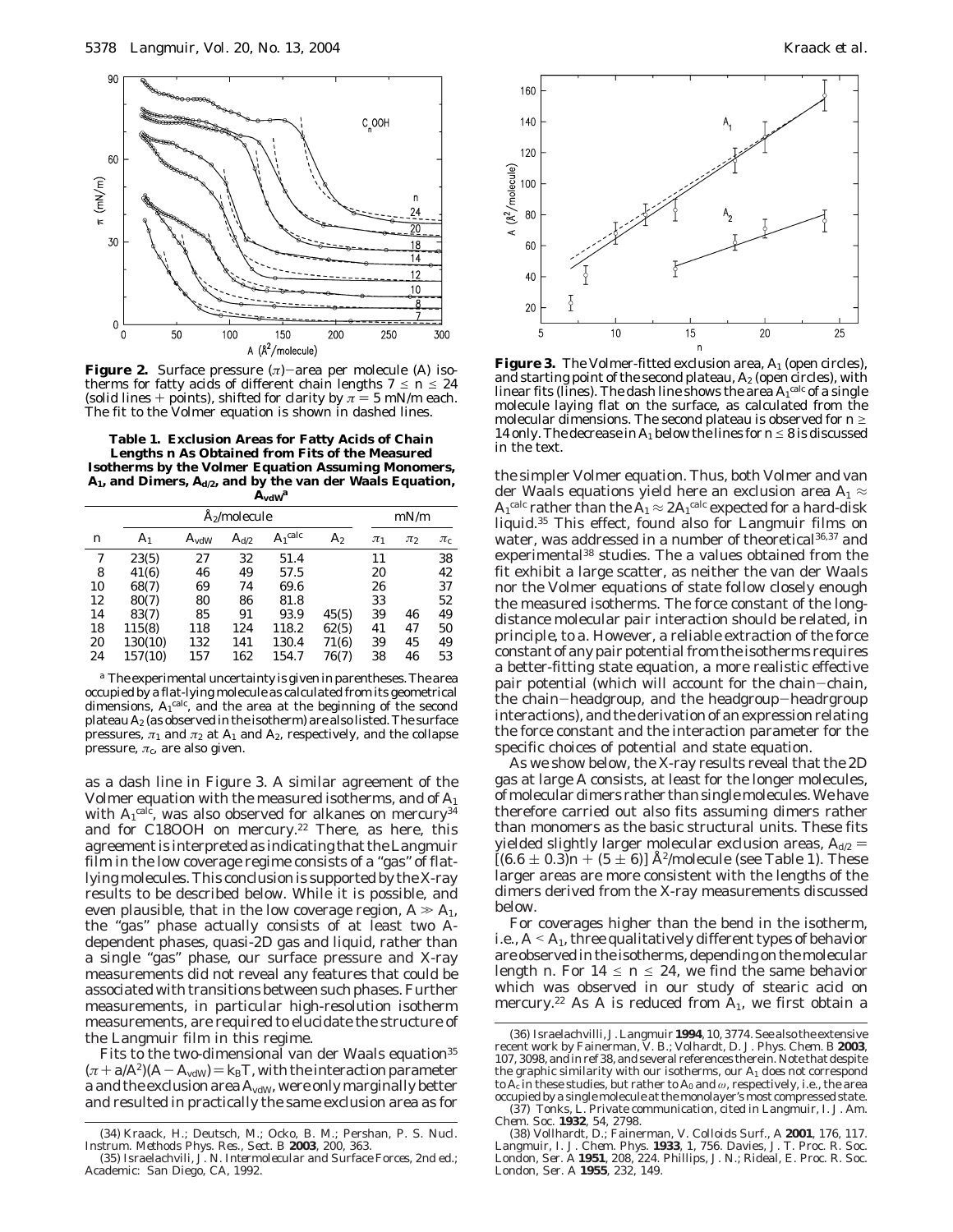**Figure 2.** Surface pressure ($\pi$)-area per molecule ($A$) isotherms for fatty acids of different chain lengths $7 \leq n \leq 24$ (solid lines + points), shifted for clarity by $\pi = 5$ mN/m each. The fit to the Volmer equation is shown in dashed lines.

**Table 1. Exclusion Areas for Fatty Acids of Chain Lengths n As Obtained from Fits of the Measured Isotherms by the Volmer Equation Assuming Monomers, $A_1$, and Dimers, $A_{d/2}$, and by the van der Waals Equation, $A_{vdW}$[a]**

| | Å$_2$/molecule | | | | | mN/m | | |
|---|---|---|---|---|---|---|---|---|
| n | $A_1$ | $A_{vdW}$ | $A_{d/2}$ | $A_1^{calc}$ | $A_2$ | $\pi_1$ | $\pi_2$ | $\pi_c$ |
| 7 | 23(5) | 27 | 32 | 51.4 | | 11 | | 38 |
| 8 | 41(6) | 46 | 49 | 57.5 | | 20 | | 42 |
| 10 | 68(7) | 69 | 74 | 69.6 | | 26 | | 37 |
| 12 | 80(7) | 80 | 86 | 81.8 | | 33 | | 52 |
| 14 | 83(7) | 85 | 91 | 93.9 | 45(5) | 39 | 46 | 49 |
| 18 | 115(8) | 118 | 124 | 118.2 | 62(5) | 41 | 47 | 50 |
| 20 | 130(10) | 132 | 141 | 130.4 | 71(6) | 39 | 45 | 49 |
| 24 | 157(10) | 157 | 162 | 154.7 | 76(7) | 38 | 46 | 53 |

[a] The experimental uncertainty is given in parentheses. The area occupied by a flat-lying molecule as calculated from its geometrical dimensions, $A_1^{calc}$, and the area at the beginning of the second plateau $A_2$ (as observed in the isotherm) are also listed. The surface pressures, $\pi_1$ and $\pi_2$ at $A_1$ and $A_2$, respectively, and the collapse pressure, $\pi_c$, are also given.

as a dash line in Figure 3. A similar agreement of the Volmer equation with the measured isotherms, and of $A_1$ with $A_1^{calc}$, was also observed for alkanes on mercury[34] and for C18OOH on mercury.[22] There, as here, this agreement is interpreted as indicating that the Langmuir film in the low coverage regime consists of a "gas" of flat-lying molecules. This conclusion is supported by the X-ray results to be described below. While it is possible, and even plausible, that in the low coverage region, $A \gg A_1$, the "gas" phase actually consists of at least two $A$-dependent phases, quasi-2D gas and liquid, rather than a single "gas" phase, our surface pressure and X-ray measurements did not reveal any features that could be associated with transitions between such phases. Further measurements, in particular high-resolution isotherm measurements, are required to elucidate the structure of the Langmuir film in this regime.

Fits to the two-dimensional van der Waals equation[35] $(\pi + a/A^2)(A - A_{vdW}) = k_BT$, with the interaction parameter $a$ and the exclusion area $A_{vdW}$, were only marginally better and resulted in practically the same exclusion area as for

**Figure 3.** The Volmer-fitted exclusion area, $A_1$ (open circles), and starting point of the second plateau, $A_2$ (open circles), with linear fits (lines). The dash line shows the area $A_1^{calc}$ of a single molecule laying flat on the surface, as calculated from the molecular dimensions. The second plateau is observed for $n \geq 14$ only. The decrease in $A_1$ below the lines for $n \leq 8$ is discussed in the text.

the simpler Volmer equation. Thus, both Volmer and van der Waals equations yield here an exclusion area $A_1 \approx A_1^{calc}$ rather than the $A_1 \approx 2A_1^{calc}$ expected for a hard-disk liquid.[35] This effect, found also for Langmuir films on water, was addressed in a number of theoretical[36,37] and experimental[38] studies. The $a$ values obtained from the fit exhibit a large scatter, as neither the van der Waals nor the Volmer equations of state follow closely enough the measured isotherms. The force constant of the long-distance molecular pair interaction should be related, in principle, to $a$. However, a reliable extraction of the force constant of any pair potential from the isotherms requires a better-fitting state equation, a more realistic effective pair potential (which will account for the chain-chain, the chain-headgroup, and the headgroup-headrgroup interactions), and the derivation of an expression relating the force constant and the interaction parameter for the specific choices of potential and state equation.

As we show below, the X-ray results reveal that the 2D gas at large $A$ consists, at least for the longer molecules, of molecular dimers rather than single molecules. We have therefore carried out also fits assuming dimers rather than monomers as the basic structural units. These fits yielded slightly larger molecular exclusion areas, $A_{d/2} = [(6.6 \pm 0.3)n + (5 \pm 6)]$ Å$^2$/molecule (see Table 1). These larger areas are more consistent with the lengths of the dimers derived from the X-ray measurements discussed below.

For coverages higher than the bend in the isotherm, i.e., $A < A_1$, three qualitatively different types of behavior are observed in the isotherms, depending on the molecular length $n$. For $14 \leq n \leq 24$, we find the same behavior which was observed in our study of stearic acid on mercury.[22] As $A$ is reduced from $A_1$, we first obtain a

(34) Kraack, H.; Deutsch, M.; Ocko, B. M.; Pershan, P. S. *Nucl. Instrum. Methods Phys. Res., Sect. B* **2003**, *200*, 363.

(35) Israelachvili, J. N. *Intermolecular and Surface Forces*, 2nd ed.; Academic: San Diego, CA, 1992.

(36) Israelachvili, J. *Langmuir* **1994**, *10*, 3774. See also the extensive recent work by Fainerman, V. B.; Volhardt, D. *J. Phys. Chem. B* **2003**, *107*, 3098, and in ref 38, and several references therein. Note that despite the graphic similarity with our isotherms, our $A_1$ does not correspond to $A_c$ in these studies, but rather to $A_0$ and $\omega$, respectively, i.e., the area occupied by a single molecule at the monolayer's most compressed state.

(37) Tonks, L. Private communication, cited in Langmuir, I. *J. Am. Chem. Soc.* **1932**, *54*, 2798.

(38) Vollhardt, D.; Fainerman, V. *Colloids Surf., A* **2001**, *176*, 117. Langmuir, I. *J. Chem. Phys.* **1933**, *1*, 756. Davies, J. T. *Proc. R. Soc. London, Ser. A* **1951**, *208*, 224. Phillips, J. N.; Rideal, E. *Proc. R. Soc. London, Ser. A* **1955**, *232*, 149.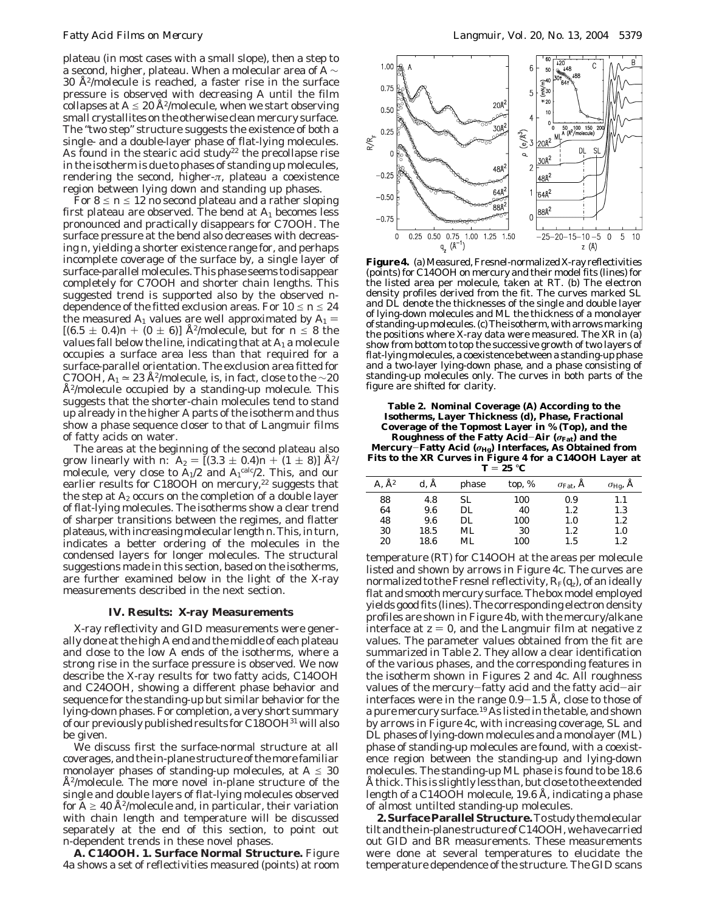plateau (in most cases with a small slope), then a step to a second, higher, plateau. When a molecular area of $A \sim 30$ Å$^2$/molecule is reached, a faster rise in the surface pressure is observed with decreasing A until the film collapses at $A \leq 20$ Å$^2$/molecule, when we start observing small crystallites on the otherwise clean mercury surface. The "two step" structure suggests the existence of both a single- and a double-layer phase of flat-lying molecules. As found in the stearic acid study[22] the precollapse rise in the isotherm is due to phases of standing up molecules, rendering the second, higher-$\pi$, plateau a coexistence region between lying down and standing up phases.

For $8 \leq n \leq 12$ no second plateau and a rather sloping first plateau are observed. The bend at $A_1$ becomes less pronounced and practically disappears for C7OOH. The surface pressure at the bend also decreases with decreasing n, yielding a shorter existence range for, and perhaps incomplete coverage of the surface by, a single layer of surface-parallel molecules. This phase seems to disappear completely for C7OOH and shorter chain lengths. This suggested trend is supported also by the observed n-dependence of the fitted exclusion areas. For $10 \leq n \leq 24$ the measured $A_1$ values are well approximated by $A_1 = [(6.5 \pm 0.4)n + (0 \pm 6)]$ Å$^2$/molecule, but for $n \leq 8$ the values fall below the line, indicating that at $A_1$ a molecule occupies a surface area less than that required for a surface-parallel orientation. The exclusion area fitted for C7OOH, $A_1 \simeq 23$ Å$^2$/molecule, is, in fact, close to the $\sim$20 Å$^2$/molecule occupied by a standing-up molecule. This suggests that the shorter-chain molecules tend to stand up already in the higher A parts of the isotherm and thus show a phase sequence closer to that of Langmuir films of fatty acids on water.

The areas at the beginning of the second plateau also grow linearly with n: $A_2 = [(3.3 \pm 0.4)n + (1 \pm 8)]$ Å$^2$/molecule, very close to $A_1/2$ and $A_1^{calc}/2$. This, and our earlier results for C18OOH on mercury,[22] suggests that the step at $A_2$ occurs on the completion of a double layer of flat-lying molecules. The isotherms show a clear trend of sharper transitions between the regimes, and flatter plateaus, with increasing molecular length n. This, in turn, indicates a better ordering of the molecules in the condensed layers for longer molecules. The structural suggestions made in this section, based on the isotherms, are further examined below in the light of the X-ray measurements described in the next section.

## IV. Results: X-ray Measurements

X-ray reflectivity and GID measurements were generally done at the high A end and the middle of each plateau and close to the low A ends of the isotherms, where a strong rise in the surface pressure is observed. We now describe the X-ray results for two fatty acids, C14OOH and C24OOH, showing a different phase behavior and sequence for the standing-up but similar behavior for the lying-down phases. For completion, a very short summary of our previously published results for C18OOH[31] will also be given.

We discuss first the surface-normal structure at all coverages, and the in-plane structure of the more familiar monolayer phases of standing-up molecules, at $A \leq 30$ Å$^2$/molecule. The more novel in-plane structure of the single and double layers of flat-lying molecules observed for $A \geq 40$ Å$^2$/molecule and, in particular, their variation with chain length and temperature will be discussed separately at the end of this section, to point out n-dependent trends in these novel phases.

**A. C14OOH. 1. Surface Normal Structure.** Figure 4a shows a set of reflectivities measured (points) at room temperature (RT) for C14OOH at the areas per molecule listed and shown by arrows in Figure 4c. The curves are normalized to the Fresnel reflectivity, $R_F(q_z)$, of an ideally flat and smooth mercury surface. The box model employed yields good fits (lines). The corresponding electron density profiles are shown in Figure 4b, with the mercury/alkane interface at $z = 0$, and the Langmuir film at negative z values. The parameter values obtained from the fit are summarized in Table 2. They allow a clear identification of the various phases, and the corresponding features in the isotherm shown in Figures 2 and 4c. All roughness values of the mercury–fatty acid and the fatty acid–air interfaces were in the range 0.9–1.5 Å, close to those of a pure mercury surface.[19] As listed in the table, and shown by arrows in Figure 4c, with increasing coverage, SL and DL phases of lying-down molecules and a monolayer (ML) phase of standing-up molecules are found, with a coexistence region between the standing-up and lying-down molecules. The standing-up ML phase is found to be 18.6 Å thick. This is slightly less than, but close to the extended length of a C14OOH molecule, 19.6 Å, indicating a phase of almost untilted standing-up molecules.

**Figure 4.** (a) Measured, Fresnel-normalized X-ray reflectivities (points) for C14OOH on mercury and their model fits (lines) for the listed area per molecule, taken at RT. (b) The electron density profiles derived from the fit. The curves marked SL and DL denote the thicknesses of the single and double layer of lying-down molecules and ML the thickness of a monolayer of standing-up molecules. (c) The isotherm, with arrows marking the positions where X-ray data were measured. The XR in (a) show from bottom to top the successive growth of two layers of flat-lying molecules, a coexistence between a standing-up phase and a two-layer lying-down phase, and a phase consisting of standing-up molecules only. The curves in both parts of the figure are shifted for clarity.

**Table 2. Nominal Coverage (A) According to the Isotherms, Layer Thickness (d), Phase, Fractional Coverage of the Topmost Layer in % (Top), and the Roughness of the Fatty Acid–Air ($\sigma_{Fat}$) and the Mercury–Fatty Acid ($\sigma_{Hg}$) Interfaces, As Obtained from Fits to the XR Curves in Figure 4 for a C14OOH Layer at $T = 25$ °C**

| A, Å$^2$ | d, Å | phase | top, % | $\sigma_{Fat}$, Å | $\sigma_{Hg}$, Å |
|---|---|---|---|---|---|
| 88 | 4.8 | SL | 100 | 0.9 | 1.1 |
| 64 | 9.6 | DL | 40 | 1.2 | 1.3 |
| 48 | 9.6 | DL | 100 | 1.0 | 1.2 |
| 30 | 18.5 | ML | 30 | 1.2 | 1.0 |
| 20 | 18.6 | ML | 100 | 1.5 | 1.2 |

**2. Surface Parallel Structure.** To study the molecular tilt and the in-plane structure of C14OOH, we have carried out GID and BR measurements. These measurements were done at several temperatures to elucidate the temperature dependence of the structure. The GID scans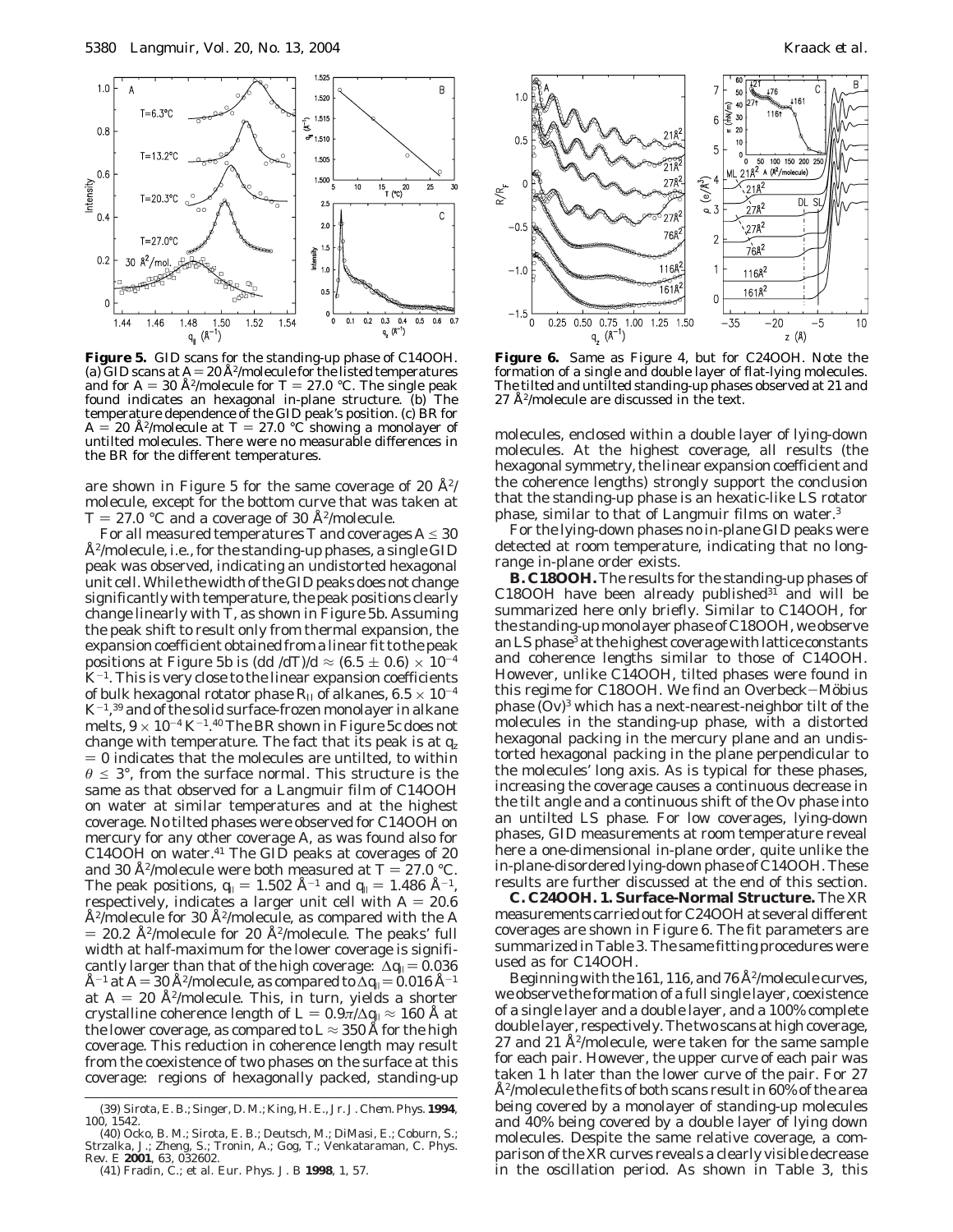**Figure 5.** GID scans for the standing-up phase of C14OOH. (a) GID scans at $A = 20$ Å$^2$/molecule for the listed temperatures and for $A = 30$ Å$^2$/molecule for $T = 27.0$ °C. The single peak found indicates an hexagonal in-plane structure. (b) The temperature dependence of the GID peak's position. (c) BR for $A = 20$ Å$^2$/molecule at $T = 27.0$ °C showing a monolayer of untilted molecules. There were no measurable differences in the BR for the different temperatures.

are shown in Figure 5 for the same coverage of 20 Å$^2$/molecule, except for the bottom curve that was taken at $T = 27.0$ °C and a coverage of 30 Å$^2$/molecule.

For all measured temperatures $T$ and coverages $A \leq 30$ Å$^2$/molecule, i.e., for the standing-up phases, a single GID peak was observed, indicating an undistorted hexagonal unit cell. While the width of the GID peaks does not change significantly with temperature, the peak positions clearly change linearly with $T$, as shown in Figure 5b. Assuming the peak shift to result only from thermal expansion, the expansion coefficient obtained from a linear fit to the peak positions at Figure 5b is $(\mathrm{d}d/\mathrm{d}T)/d \approx (6.5 \pm 0.6) \times 10^{-4}$ K$^{-1}$. This is very close to the linear expansion coefficients of bulk hexagonal rotator phase $R_{\mathrm{II}}$ of alkanes, $6.5 \times 10^{-4}$ K$^{-1}$,[39] and of the solid surface-frozen monolayer in alkane melts, $9 \times 10^{-4}$ K$^{-1}$.[40] The BR shown in Figure 5c does not change with temperature. The fact that its peak is at $q_z = 0$ indicates that the molecules are untilted, to within $\theta \leq 3°$, from the surface normal. This structure is the same as that observed for a Langmuir film of C14OOH on water at similar temperatures and at the highest coverage. No tilted phases were observed for C14OOH on mercury for any other coverage $A$, as was found also for C14OOH on water.[41] The GID peaks at coverages of 20 and 30 Å$^2$/molecule were both measured at $T = 27.0$ °C. The peak positions, $q_{\|} = 1.502$ Å$^{-1}$ and $q_{\|} = 1.486$ Å$^{-1}$, respectively, indicates a larger unit cell with $A = 20.6$ Å$^2$/molecule for 30 Å$^2$/molecule, as compared with the $A = 20.2$ Å$^2$/molecule for 20 Å$^2$/molecule. The peaks' full width at half-maximum for the lower coverage is significantly larger than that of the high coverage: $\Delta q_{\|} = 0.036$ Å$^{-1}$ at $A = 30$ Å$^2$/molecule, as compared to $\Delta q_{\|} = 0.016$ Å$^{-1}$ at $A = 20$ Å$^2$/molecule. This, in turn, yields a shorter crystalline coherence length of $L = 0.9\pi/\Delta q_{\|} \approx 160$ Å at the lower coverage, as compared to $L \approx 350$ Å for the high coverage. This reduction in coherence length may result from the coexistence of two phases on the surface at this coverage: regions of hexagonally packed, standing-up molecules, enclosed within a double layer of lying-down molecules. At the highest coverage, all results (the hexagonal symmetry, the linear expansion coefficient and the coherence lengths) strongly support the conclusion that the standing-up phase is an hexatic-like LS rotator phase, similar to that of Langmuir films on water.[3]

For the lying-down phases no in-plane GID peaks were detected at room temperature, indicating that no long-range in-plane order exists.

**B. C18OOH.** The results for the standing-up phases of C18OOH have been already published[31] and will be summarized here only briefly. Similar to C14OOH, for the standing-up monolayer phase of C18OOH, we observe an LS phase[3] at the highest coverage with lattice constants and coherence lengths similar to those of C14OOH. However, unlike C14OOH, tilted phases were found in this regime for C18OOH. We find an Overbeck–Möbius phase (Ov)[3] which has a next-nearest-neighbor tilt of the molecules in the standing-up phase, with a distorted hexagonal packing in the mercury plane and an undistorted hexagonal packing in the plane perpendicular to the molecules' long axis. As is typical for these phases, increasing the coverage causes a continuous decrease in the tilt angle and a continuous shift of the Ov phase into an untilted LS phase. For low coverages, lying-down phases, GID measurements at room temperature reveal here a one-dimensional in-plane order, quite unlike the in-plane-disordered lying-down phase of C14OOH. These results are further discussed at the end of this section.

**C. C24OOH. 1. Surface-Normal Structure.** The XR measurements carried out for C24OOH at several different coverages are shown in Figure 6. The fit parameters are summarized in Table 3. The same fitting procedures were used as for C14OOH.

Beginning with the 161, 116, and 76 Å$^2$/molecule curves, we observe the formation of a full single layer, coexistence of a single layer and a double layer, and a 100% complete double layer, respectively. The two scans at high coverage, 27 and 21 Å$^2$/molecule, were taken for the same sample for each pair. However, the upper curve of each pair was taken 1 h later than the lower curve of the pair. For 27 Å$^2$/molecule the fits of both scans result in 60% of the area being covered by a monolayer of standing-up molecules and 40% being covered by a double layer of lying down molecules. Despite the same relative coverage, a comparison of the XR curves reveals a clearly visible decrease in the oscillation period. As shown in Table 3, this

**Figure 6.** Same as Figure 4, but for C24OOH. Note the formation of a single and double layer of flat-lying molecules. The tilted and untilted standing-up phases observed at 21 and 27 Å$^2$/molecule are discussed in the text.

(39) Sirota, E. B.; Singer, D. M.; King, H. E., Jr. *J. Chem. Phys.* **1994**, 100, 1542.

(40) Ocko, B. M.; Sirota, E. B.; Deutsch, M.; DiMasi, E.; Coburn, S.; Strzalka, J.; Zheng, S.; Tronin, A.; Gog, T.; Venkataraman, C. *Phys. Rev. E* **2001**, 63, 032602.

(41) Fradin, C.; et al. *Eur. Phys. J. B* **1998**, 1, 57.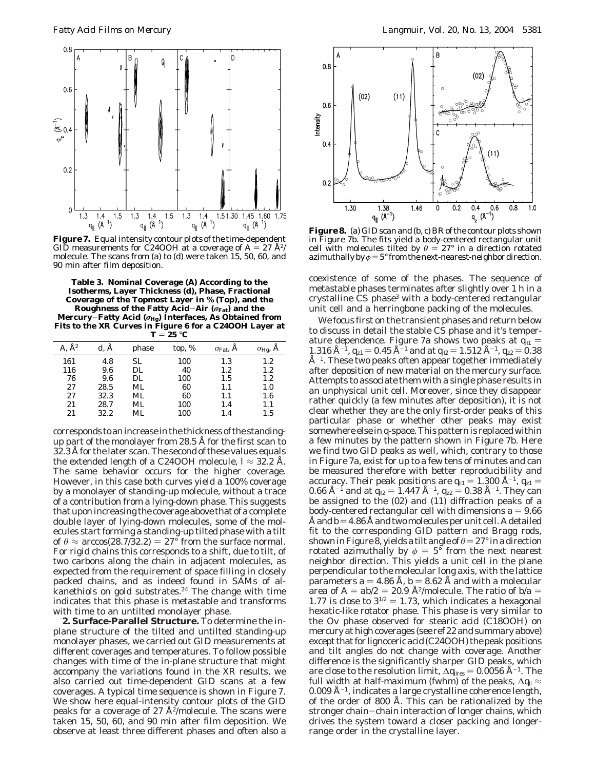**Figure 7.** Equal intensity contour plots of the time-dependent GID measurements for C24OOH at a coverage of $A = 27$ Å$^2$/molecule. The scans from (a) to (d) were taken 15, 50, 60, and 90 min after film deposition.

**Table 3. Nominal Coverage (A) According to the Isotherms, Layer Thickness (d), Phase, Fractional Coverage of the Topmost Layer in % (Top), and the Roughness of the Fatty Acid–Air ($\sigma_{Fat}$) and the Mercury–Fatty Acid ($\sigma_{Hg}$) Interfaces, As Obtained from Fits to the XR Curves in Figure 6 for a C24OOH Layer at $T = 25$ °C**

| A, Å$^2$ | d, Å | phase | top, % | $\sigma_{Fat}$, Å | $\sigma_{Hg}$, Å |
|---|---|---|---|---|---|
| 161 | 4.8 | SL | 100 | 1.3 | 1.2 |
| 116 | 9.6 | DL | 40 | 1.2 | 1.2 |
| 76 | 9.6 | DL | 100 | 1.5 | 1.2 |
| 27 | 28.5 | ML | 60 | 1.1 | 1.0 |
| 27 | 32.3 | ML | 60 | 1.1 | 1.6 |
| 21 | 28.7 | ML | 100 | 1.4 | 1.1 |
| 21 | 32.2 | ML | 100 | 1.4 | 1.5 |

corresponds to an increase in the thickness of the standing-up part of the monolayer from 28.5 Å for the first scan to 32.3 Å for the later scan. The second of these values equals the extended length of a C24OOH molecule, $l \approx 32.2$ Å. The same behavior occurs for the higher coverage. However, in this case both curves yield a 100% coverage by a monolayer of standing-up molecule, without a trace of a contribution from a lying-down phase. This suggests that upon increasing the coverage above that of a complete double layer of lying-down molecules, some of the molecules start forming a standing-up tilted phase with a tilt of $\theta \approx \arccos(28.7/32.2) = 27°$ from the surface normal. For rigid chains this corresponds to a shift, due to tilt, of two carbons along the chain in adjacent molecules, as expected from the requirement of space filling in closely packed chains, and as indeed found in SAMs of alkanethiols on gold substrates.[24] The change with time indicates that this phase is metastable and transforms with time to an untilted monolayer phase.

**2. Surface-Parallel Structure.** To determine the in-plane structure of the tilted and untilted standing-up monolayer phases, we carried out GID measurements at different coverages and temperatures. To follow possible changes with time of the in-plane structure that might accompany the variations found in the XR results, we also carried out time-dependent GID scans at a few coverages. A typical time sequence is shown in Figure 7. We show here equal-intensity contour plots of the GID peaks for a coverage of 27 Å$^2$/molecule. The scans were taken 15, 50, 60, and 90 min after film deposition. We observe at least three different phases and often also a coexistence of some of the phases. The sequence of metastable phases terminates after slightly over 1 h in a crystalline CS phase[3] with a body-centered rectangular unit cell and a herringbone packing of the molecules.

**Figure 8.** (a) GID scan and (b, c) BR of the contour plots shown in Figure 7b. The fits yield a body-centered rectangular unit cell with molecules tilted by $\theta = 27°$ in a direction rotated azimuthally by $\phi = 5°$ from the next-nearest-neighbor direction.

We focus first on the transient phases and return below to discuss in detail the stable CS phase and it's temperature dependence. Figure 7a shows two peaks at $q_{\|1} = 1.316$ Å$^{-1}$, $q_{z1} = 0.45$ Å$^{-1}$ and at $q_{\|2} = 1.512$ Å$^{-1}$, $q_{z2} = 0.38$ Å$^{-1}$. These two peaks often appear together immediately after deposition of new material on the mercury surface. Attempts to associate them with a single phase results in an unphysical unit cell. Moreover, since they disappear rather quickly (a few minutes after deposition), it is not clear whether they are the only first-order peaks of this particular phase or whether other peaks may exist somewhere else in q-space. This pattern is replaced within a few minutes by the pattern shown in Figure 7b. Here we find two GID peaks as well, which, contrary to those in Figure 7a, exist for up to a few tens of minutes and can be measured therefore with better reproducibility and accuracy. Their peak positions are $q_{\|1} = 1.300$ Å$^{-1}$, $q_{z1} = 0.66$ Å$^{-1}$ and at $q_{\|2} = 1.447$ Å$^{-1}$, $q_{z2} = 0.38$ Å$^{-1}$. They can be assigned to the (02) and (11) diffraction peaks of a body-centered rectangular cell with dimensions $a = 9.66$ Å and $b = 4.86$ Å and two molecules per unit cell. A detailed fit to the corresponding GID pattern and Bragg rods, shown in Figure 8, yields a tilt angle of $\theta = 27°$ in a direction rotated azimuthally by $\phi = 5°$ from the next nearest neighbor direction. This yields a unit cell in the plane perpendicular to the molecular long axis, with the lattice parameters $a = 4.86$ Å, $b = 8.62$ Å and with a molecular area of $A = ab/2 = 20.9$ Å$^2$/molecule. The ratio of $b/a = 1.77$ is close to $3^{1/2} = 1.73$, which indicates a hexagonal hexatic-like rotator phase. This phase is very similar to the Ov phase observed for stearic acid (C18OOH) on mercury at high coverages (see ref 22 and summary above) except that for lignoceric acid (C24OOH) the peak positions and tilt angles do not change with coverage. Another difference is the significantly sharper GID peaks, which are close to the resolution limit, $\Delta q_{\|res} = 0.0056$ Å$^{-1}$. The full width at half-maximum (fwhm) of the peaks, $\Delta q_{\|} \approx 0.009$ Å$^{-1}$, indicates a large crystalline coherence length, of the order of 800 Å. This can be rationalized by the stronger chain–chain interaction of longer chains, which drives the system toward a closer packing and longer-range order in the crystalline layer.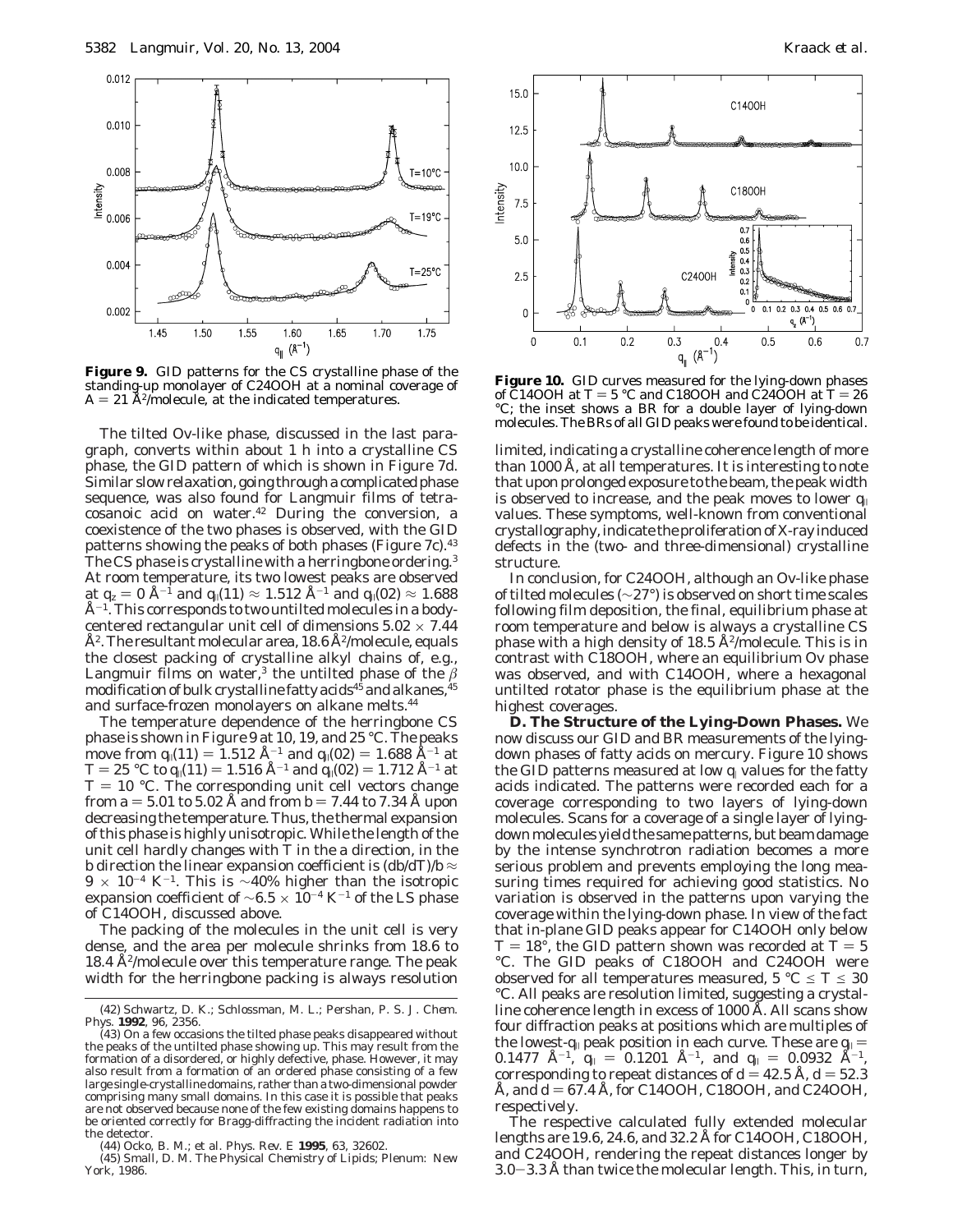**Figure 9.** GID patterns for the CS crystalline phase of the standing-up monolayer of C24OOH at a nominal coverage of $A = 21$ Å$^2$/molecule, at the indicated temperatures.

The tilted Ov-like phase, discussed in the last paragraph, converts within about 1 h into a crystalline CS phase, the GID pattern of which is shown in Figure 7d. Similar slow relaxation, going through a complicated phase sequence, was also found for Langmuir films of tetracosanoic acid on water.[42] During the conversion, a coexistence of the two phases is observed, with the GID patterns showing the peaks of both phases (Figure 7c).[43] The CS phase is crystalline with a herringbone ordering.[3] At room temperature, its two lowest peaks are observed at $q_z = 0$ Å$^{-1}$ and $q_\parallel(11) \approx 1.512$ Å$^{-1}$ and $q_\parallel(02) \approx 1.688$ Å$^{-1}$. This corresponds to two untilted molecules in a body-centered rectangular unit cell of dimensions $5.02 \times 7.44$ Å$^2$. The resultant molecular area, 18.6 Å$^2$/molecule, equals the closest packing of crystalline alkyl chains of, e.g., Langmuir films on water,[3] the untilted phase of the $\beta$ modification of bulk crystalline fatty acids[45] and alkanes,[45] and surface-frozen monolayers on alkane melts.[44]

The temperature dependence of the herringbone CS phase is shown in Figure 9 at 10, 19, and 25 °C. The peaks move from $q_\parallel(11) = 1.512$ Å$^{-1}$ and $q_\parallel(02) = 1.688$ Å$^{-1}$ at $T = 25$ °C to $q_\parallel(11) = 1.516$ Å$^{-1}$ and $q_\parallel(02) = 1.712$ Å$^{-1}$ at $T = 10$ °C. The corresponding unit cell vectors change from $a = 5.01$ to 5.02 Å and from $b = 7.44$ to 7.34 Å upon decreasing the temperature. Thus, the thermal expansion of this phase is highly unisotropic. While the length of the unit cell hardly changes with $T$ in the $a$ direction, in the $b$ direction the linear expansion coefficient is $(db/dT)/b \approx 9 \times 10^{-4}$ K$^{-1}$. This is ~40% higher than the isotropic expansion coefficient of $\sim 6.5 \times 10^{-4}$ K$^{-1}$ of the LS phase of C14OOH, discussed above.

The packing of the molecules in the unit cell is very dense, and the area per molecule shrinks from 18.6 to 18.4 Å$^2$/molecule over this temperature range. The peak width for the herringbone packing is always resolution limited, indicating a crystalline coherence length of more than 1000 Å, at all temperatures. It is interesting to note that upon prolonged exposure to the beam, the peak width is observed to increase, and the peak moves to lower $q_\parallel$ values. These symptoms, well-known from conventional crystallography, indicate the proliferation of X-ray induced defects in the (two- and three-dimensional) crystalline structure.

In conclusion, for C24OOH, although an Ov-like phase of tilted molecules (~27°) is observed on short time scales following film deposition, the final, equilibrium phase at room temperature and below is always a crystalline CS phase with a high density of 18.5 Å$^2$/molecule. This is in contrast with C18OOH, where an equilibrium Ov phase was observed, and with C14OOH, where a hexagonal untilted rotator phase is the equilibrium phase at the highest coverages.

**D. The Structure of the Lying-Down Phases.** We now discuss our GID and BR measurements of the lying-down phases of fatty acids on mercury. Figure 10 shows the GID patterns measured at low $q_\parallel$ values for the fatty acids indicated. The patterns were recorded each for a coverage corresponding to two layers of lying-down molecules. Scans for a coverage of a single layer of lying-down molecules yield the same patterns, but beam damage by the intense synchrotron radiation becomes a more serious problem and prevents employing the long measuring times required for achieving good statistics. No variation is observed in the patterns upon varying the coverage within the lying-down phase. In view of the fact that in-plane GID peaks appear for C14OOH only below $T = 18°$, the GID pattern shown was recorded at $T = 5$ °C. The GID peaks of C18OOH and C24OOH were observed for all temperatures measured, 5 °C ≤ T ≤ 30 °C. All peaks are resolution limited, suggesting a crystalline coherence length in excess of 1000 Å. All scans show four diffraction peaks at positions which are multiples of the lowest-$q_\parallel$ peak position in each curve. These are $q_\parallel = 0.1477$ Å$^{-1}$, $q_\parallel = 0.1201$ Å$^{-1}$, and $q_\parallel = 0.0932$ Å$^{-1}$, corresponding to repeat distances of $d = 42.5$ Å, $d = 52.3$ Å, and $d = 67.4$ Å, for C14OOH, C18OOH, and C24OOH, respectively.

**Figure 10.** GID curves measured for the lying-down phases of C14OOH at $T = 5$ °C and C18OOH and C24OOH at $T = 26$ °C; the inset shows a BR for a double layer of lying-down molecules. The BRs of all GID peaks were found to be identical.

The respective calculated fully extended molecular lengths are 19.6, 24.6, and 32.2 Å for C14OOH, C18OOH, and C24OOH, rendering the repeat distances longer by 3.0–3.3 Å than twice the molecular length. This, in turn,

(42) Schwartz, D. K.; Schlossman, M. L.; Pershan, P. S. *J. Chem. Phys.* **1992**, 96, 2356.

(43) On a few occasions the tilted phase peaks disappeared without the peaks of the untilted phase showing up. This may result from the formation of a disordered, or highly defective, phase. However, it may also result from a formation of an ordered phase consisting of a few large single-crystalline domains, rather than a two-dimensional powder comprising many small domains. In this case it is possible that peaks are not observed because none of the few existing domains happens to be oriented correctly for Bragg-diffracting the incident radiation into the detector.

(44) Ocko, B. M.; et al. *Phys. Rev. E* **1995**, 63, 32602.

(45) Small, D. M. *The Physical Chemistry of Lipids*; Plenum: New York, 1986.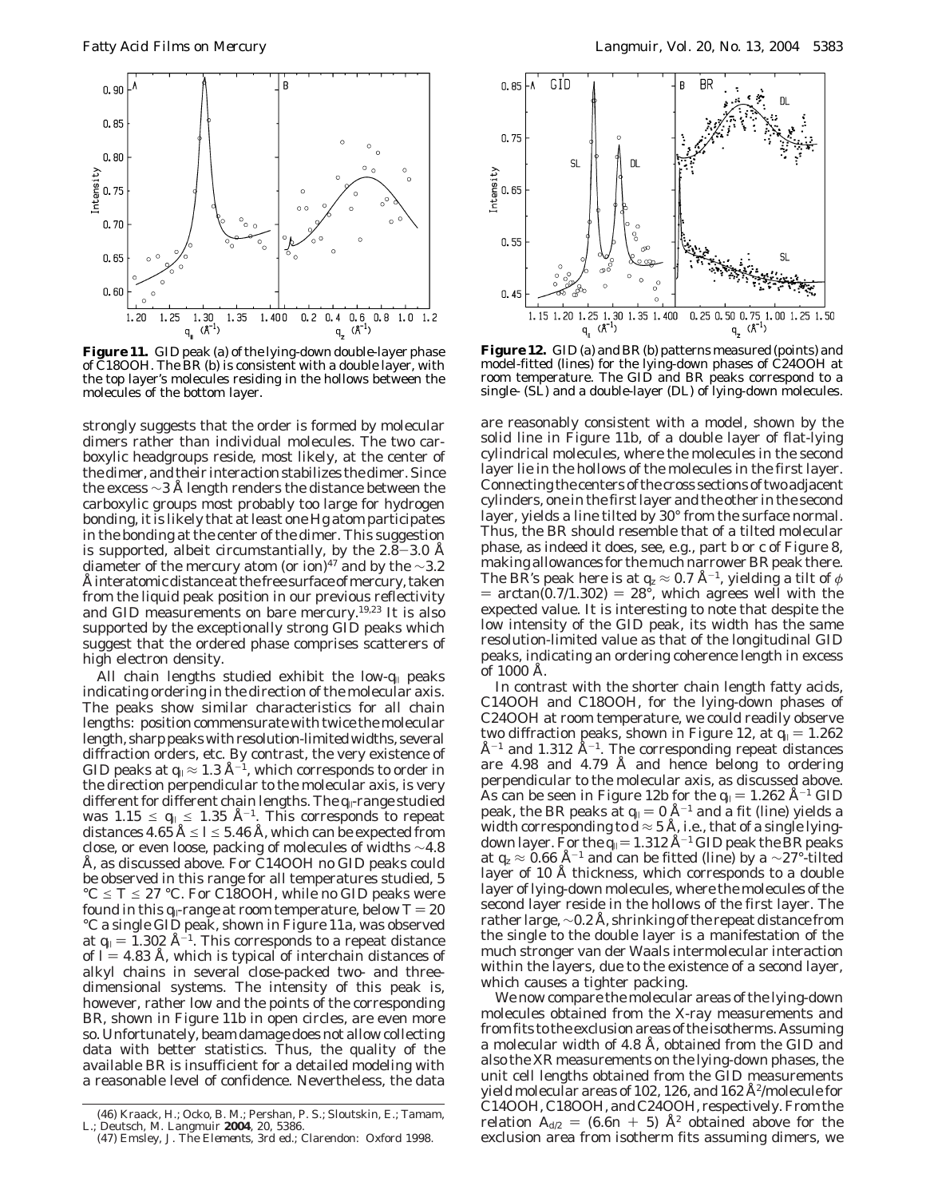**Figure 11.** GID peak (a) of the lying-down double-layer phase of C18OOH. The BR (b) is consistent with a double layer, with the top layer's molecules residing in the hollows between the molecules of the bottom layer.

strongly suggests that the order is formed by molecular dimers rather than individual molecules. The two carboxylic headgroups reside, most likely, at the center of the dimer, and their interaction stabilizes the dimer. Since the excess ∼3 Å length renders the distance between the carboxylic groups most probably too large for hydrogen bonding, it is likely that at least one Hg atom participates in the bonding at the center of the dimer. This suggestion is supported, albeit circumstantially, by the 2.8−3.0 Å diameter of the mercury atom (or ion)[47] and by the ∼3.2 Å interatomic distance at the free surface of mercury, taken from the liquid peak position in our previous reflectivity and GID measurements on bare mercury.[19,23] It is also supported by the exceptionally strong GID peaks which suggest that the ordered phase comprises scatterers of high electron density.

All chain lengths studied exhibit the low-$q_{\|}$ peaks indicating ordering in the direction of the molecular axis. The peaks show similar characteristics for all chain lengths: position commensurate with twice the molecular length, sharp peaks with resolution-limited widths, several diffraction orders, etc. By contrast, the very existence of GID peaks at $q_{\|} \approx 1.3$ Å$^{-1}$, which corresponds to order in the direction perpendicular to the molecular axis, is very different for different chain lengths. The $q_{\|}$-range studied was $1.15 \leq q_{\|} \leq 1.35$ Å$^{-1}$. This corresponds to repeat distances 4.65 Å $\leq l \leq$ 5.46 Å, which can be expected from close, or even loose, packing of molecules of widths ∼4.8 Å, as discussed above. For C14OOH no GID peaks could be observed in this range for all temperatures studied, 5 °C $\leq T \leq$ 27 °C. For C18OOH, while no GID peaks were found in this $q_{\|}$-range at room temperature, below $T = 20$ °C a single GID peak, shown in Figure 11a, was observed at $q_{\|} = 1.302$ Å$^{-1}$. This corresponds to a repeat distance of $l = 4.83$ Å, which is typical of interchain distances of alkyl chains in several close-packed two- and three-dimensional systems. The intensity of this peak is, however, rather low and the points of the corresponding BR, shown in Figure 11b in open circles, are even more so. Unfortunately, beam damage does not allow collecting data with better statistics. Thus, the quality of the available BR is insufficient for a detailed modeling with a reasonable level of confidence. Nevertheless, the data are reasonably consistent with a model, shown by the solid line in Figure 11b, of a double layer of flat-lying cylindrical molecules, where the molecules in the second layer lie in the hollows of the molecules in the first layer. Connecting the centers of the cross sections of two adjacent cylinders, one in the first layer and the other in the second layer, yields a line tilted by 30° from the surface normal. Thus, the BR should resemble that of a tilted molecular phase, as indeed it does, see, e.g., part b or c of Figure 8, making allowances for the much narrower BR peak there. The BR's peak here is at $q_z \approx 0.7$ Å$^{-1}$, yielding a tilt of $\phi = \arctan(0.7/1.302) = 28°$, which agrees well with the expected value. It is interesting to note that despite the low intensity of the GID peak, its width has the same resolution-limited value as that of the longitudinal GID peaks, indicating an ordering coherence length in excess of 1000 Å.

**Figure 12.** GID (a) and BR (b) patterns measured (points) and model-fitted (lines) for the lying-down phases of C24OOH at room temperature. The GID and BR peaks correspond to a single- (SL) and a double-layer (DL) of lying-down molecules.

In contrast with the shorter chain length fatty acids, C14OOH and C18OOH, for the lying-down phases of C24OOH at room temperature, we could readily observe two diffraction peaks, shown in Figure 12, at $q_{\|} = 1.262$ Å$^{-1}$ and 1.312 Å$^{-1}$. The corresponding repeat distances are 4.98 and 4.79 Å and hence belong to ordering perpendicular to the molecular axis, as discussed above. As can be seen in Figure 12b for the $q_{\|} = 1.262$ Å$^{-1}$ GID peak, the BR peaks at $q_{\|} = 0$ Å$^{-1}$ and a fit (line) yields a width corresponding to $d \approx 5$ Å, i.e., that of a single lying-down layer. For the $q_{\|} = 1.312$ Å$^{-1}$ GID peak the BR peaks at $q_z \approx 0.66$ Å$^{-1}$ and can be fitted (line) by a ∼27°-tilted layer of 10 Å thickness, which corresponds to a double layer of lying-down molecules, where the molecules of the second layer reside in the hollows of the first layer. The rather large, ∼0.2 Å, shrinking of the repeat distance from the single to the double layer is a manifestation of the much stronger van der Waals intermolecular interaction within the layers, due to the existence of a second layer, which causes a tighter packing.

We now compare the molecular areas of the lying-down molecules obtained from the X-ray measurements and from fits to the exclusion areas of the isotherms. Assuming a molecular width of 4.8 Å, obtained from the GID and also the XR measurements on the lying-down phases, the unit cell lengths obtained from the GID measurements yield molecular areas of 102, 126, and 162 Å$^2$/molecule for C14OOH, C18OOH, and C24OOH, respectively. From the relation $A_{d/2} = (6.6n + 5)$ Å$^2$ obtained above for the exclusion area from isotherm fits assuming dimers, we

(46) Kraack, H.; Ocko, B. M.; Pershan, P. S.; Sloutskin, E.; Tamam, L.; Deutsch, M. *Langmuir* **2004**, *20*, 5386.

(47) Emsley, J. *The Elements*, 3rd ed.; Clarendon: Oxford 1998.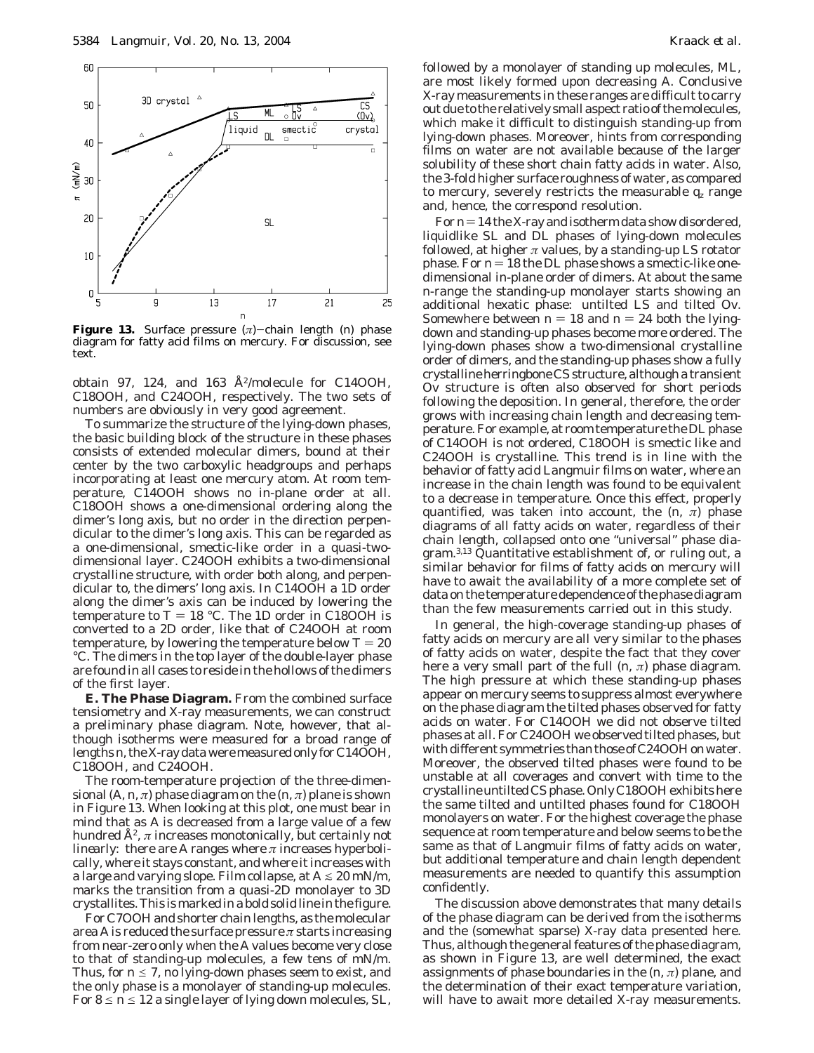**Figure 13.** Surface pressure ($\pi$)–chain length ($n$) phase diagram for fatty acid films on mercury. For discussion, see text.

obtain 97, 124, and 163 Å$^2$/molecule for C14OOH, C18OOH, and C24OOH, respectively. The two sets of numbers are obviously in very good agreement.

To summarize the structure of the lying-down phases, the basic building block of the structure in these phases consists of extended molecular dimers, bound at their center by the two carboxylic headgroups and perhaps incorporating at least one mercury atom. At room temperature, C14OOH shows no in-plane order at all. C18OOH shows a one-dimensional ordering along the dimer's long axis, but no order in the direction perpendicular to the dimer's long axis. This can be regarded as a one-dimensional, smectic-like order in a quasi-two-dimensional layer. C24OOH exhibits a two-dimensional crystalline structure, with order both along, and perpendicular to, the dimers' long axis. In C14OOH a 1D order along the dimer's axis can be induced by lowering the temperature to $T = 18$ °C. The 1D order in C18OOH is converted to a 2D order, like that of C24OOH at room temperature, by lowering the temperature below $T = 20$ °C. The dimers in the top layer of the double-layer phase are found in all cases to reside in the hollows of the dimers of the first layer.

**E. The Phase Diagram.** From the combined surface tensiometry and X-ray measurements, we can construct a preliminary phase diagram. Note, however, that although isotherms were measured for a broad range of lengths $n$, the X-ray data were measured only for C14OOH, C18OOH, and C24OOH.

The room-temperature projection of the three-dimensional ($A$, $n$, $\pi$) phase diagram on the ($n$, $\pi$) plane is shown in Figure 13. When looking at this plot, one must bear in mind that as $A$ is decreased from a large value of a few hundred Å$^2$, $\pi$ increases monotonically, but certainly not linearly: there are $A$ ranges where $\pi$ increases hyperbolically, where it stays constant, and where it increases with a large and varying slope. Film collapse, at $A \lesssim 20$ mN/m, marks the transition from a quasi-2D monolayer to 3D crystallites. This is marked in a bold solid line in the figure.

For C7OOH and shorter chain lengths, as the molecular area $A$ is reduced the surface pressure $\pi$ starts increasing from near-zero only when the $A$ values become very close to that of standing-up molecules, a few tens of mN/m. Thus, for $n \leq 7$, no lying-down phases seem to exist, and the only phase is a monolayer of standing-up molecules. For $8 \leq n \leq 12$ a single layer of lying down molecules, SL, followed by a monolayer of standing up molecules, ML, are most likely formed upon decreasing $A$. Conclusive X-ray measurements in these ranges are difficult to carry out due to the relatively small aspect ratio of the molecules, which make it difficult to distinguish standing-up from lying-down phases. Moreover, hints from corresponding films on water are not available because of the larger solubility of these short chain fatty acids in water. Also, the 3-fold higher surface roughness of water, as compared to mercury, severely restricts the measurable $q_z$ range and, hence, the correspond resolution.

For $n = 14$ the X-ray and isotherm data show disordered, liquidlike SL and DL phases of lying-down molecules followed, at higher $\pi$ values, by a standing-up LS rotator phase. For $n = 18$ the DL phase shows a smectic-like one-dimensional in-plane order of dimers. At about the same $n$-range the standing-up monolayer starts showing an additional hexatic phase: untilted LS and tilted Ov. Somewhere between $n = 18$ and $n = 24$ both the lying-down and standing-up phases become more ordered. The lying-down phases show a two-dimensional crystalline order of dimers, and the standing-up phases show a fully crystalline herringbone CS structure, although a transient Ov structure is often also observed for short periods following the deposition. In general, therefore, the order grows with increasing chain length and decreasing temperature. For example, at room temperature the DL phase of C14OOH is not ordered, C18OOH is smectic like and C24OOH is crystalline. This trend is in line with the behavior of fatty acid Langmuir films on water, where an increase in the chain length was found to be equivalent to a decrease in temperature. Once this effect, properly quantified, was taken into account, the ($n$, $\pi$) phase diagrams of all fatty acids on water, regardless of their chain length, collapsed onto one "universal" phase diagram.[3,13] Quantitative establishment of, or ruling out, a similar behavior for films of fatty acids on mercury will have to await the availability of a more complete set of data on the temperature dependence of the phase diagram than the few measurements carried out in this study.

In general, the high-coverage standing-up phases of fatty acids on mercury are all very similar to the phases of fatty acids on water, despite the fact that they cover here a very small part of the full ($n$, $\pi$) phase diagram. The high pressure at which these standing-up phases appear on mercury seems to suppress almost everywhere on the phase diagram the tilted phases observed for fatty acids on water. For C14OOH we did not observe tilted phases at all. For C24OOH we observed tilted phases, but with different symmetries than those of C24OOH on water. Moreover, the observed tilted phases were found to be unstable at all coverages and convert with time to the crystalline untilted CS phase. Only C18OOH exhibits here the same tilted and untilted phases found for C18OOH monolayers on water. For the highest coverage the phase sequence at room temperature and below seems to be the same as that of Langmuir films of fatty acids on water, but additional temperature and chain length dependent measurements are needed to quantify this assumption confidently.

The discussion above demonstrates that many details of the phase diagram can be derived from the isotherms and the (somewhat sparse) X-ray data presented here. Thus, although the general features of the phase diagram, as shown in Figure 13, are well determined, the exact assignments of phase boundaries in the ($n$, $\pi$) plane, and the determination of their exact temperature variation, will have to await more detailed X-ray measurements.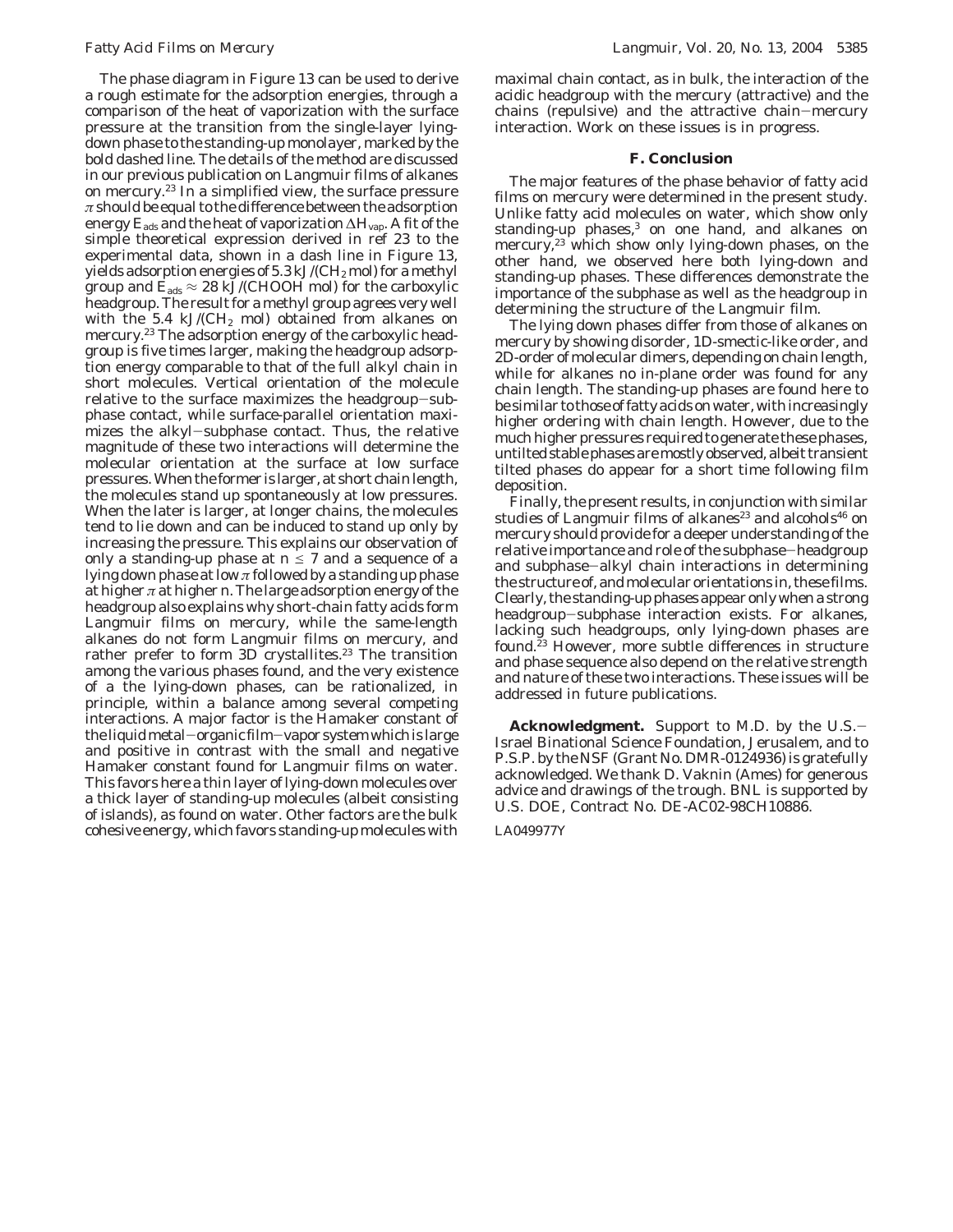The phase diagram in Figure 13 can be used to derive a rough estimate for the adsorption energies, through a comparison of the heat of vaporization with the surface pressure at the transition from the single-layer lying-down phase to the standing-up monolayer, marked by the bold dashed line. The details of the method are discussed in our previous publication on Langmuir films of alkanes on mercury.[23] In a simplified view, the surface pressure $\pi$ should be equal to the difference between the adsorption energy $E_{ads}$ and the heat of vaporization $\Delta H_{vap}$. A fit of the simple theoretical expression derived in ref 23 to the experimental data, shown in a dash line in Figure 13, yields adsorption energies of 5.3 kJ/($CH_2$ mol) for a methyl group and $E_{ads} \approx 28$ kJ/(CHOOH mol) for the carboxylic headgroup. The result for a methyl group agrees very well with the 5.4 kJ/($CH_2$ mol) obtained from alkanes on mercury.[23] The adsorption energy of the carboxylic headgroup is five times larger, making the headgroup adsorption energy comparable to that of the full alkyl chain in short molecules. Vertical orientation of the molecule relative to the surface maximizes the headgroup–subphase contact, while surface-parallel orientation maximizes the alkyl–subphase contact. Thus, the relative magnitude of these two interactions will determine the molecular orientation at the surface at low surface pressures. When the former is larger, at short chain length, the molecules stand up spontaneously at low pressures. When the later is larger, at longer chains, the molecules tend to lie down and can be induced to stand up only by increasing the pressure. This explains our observation of only a standing-up phase at $n \leq 7$ and a sequence of a lying down phase at low $\pi$ followed by a standing up phase at higher $\pi$ at higher $n$. The large adsorption energy of the headgroup also explains why short-chain fatty acids form Langmuir films on mercury, while the same-length alkanes do not form Langmuir films on mercury, and rather prefer to form 3D crystallites.[23] The transition among the various phases found, and the very existence of a the lying-down phases, can be rationalized, in principle, within a balance among several competing interactions. A major factor is the Hamaker constant of the liquid metal–organic film–vapor system which is large and positive in contrast with the small and negative Hamaker constant found for Langmuir films on water. This favors here a thin layer of lying-down molecules over a thick layer of standing-up molecules (albeit consisting of islands), as found on water. Other factors are the bulk cohesive energy, which favors standing-up molecules with maximal chain contact, as in bulk, the interaction of the acidic headgroup with the mercury (attractive) and the chains (repulsive) and the attractive chain–mercury interaction. Work on these issues is in progress.

## F. Conclusion

The major features of the phase behavior of fatty acid films on mercury were determined in the present study. Unlike fatty acid molecules on water, which show only standing-up phases,[3] on one hand, and alkanes on mercury,[23] which show only lying-down phases, on the other hand, we observed here both lying-down and standing-up phases. These differences demonstrate the importance of the subphase as well as the headgroup in determining the structure of the Langmuir film.

The lying down phases differ from those of alkanes on mercury by showing disorder, 1D-smectic-like order, and 2D-order of molecular dimers, depending on chain length, while for alkanes no in-plane order was found for any chain length. The standing-up phases are found here to be similar to those of fatty acids on water, with increasingly higher ordering with chain length. However, due to the much higher pressures required to generate these phases, untilted stable phases are mostly observed, albeit transient tilted phases do appear for a short time following film deposition.

Finally, the present results, in conjunction with similar studies of Langmuir films of alkanes[23] and alcohols[46] on mercury should provide for a deeper understanding of the relative importance and role of the subphase–headgroup and subphase–alkyl chain interactions in determining the structure of, and molecular orientations in, these films. Clearly, the standing-up phases appear only when a strong headgroup–subphase interaction exists. For alkanes, lacking such headgroups, only lying-down phases are found.[23] However, more subtle differences in structure and phase sequence also depend on the relative strength and nature of these two interactions. These issues will be addressed in future publications.

**Acknowledgment.** Support to M.D. by the U.S.–Israel Binational Science Foundation, Jerusalem, and to P.S.P. by the NSF (Grant No. DMR-0124936) is gratefully acknowledged. We thank D. Vaknin (Ames) for generous advice and drawings of the trough. BNL is supported by U.S. DOE, Contract No. DE-AC02-98CH10886.

LA049977Y